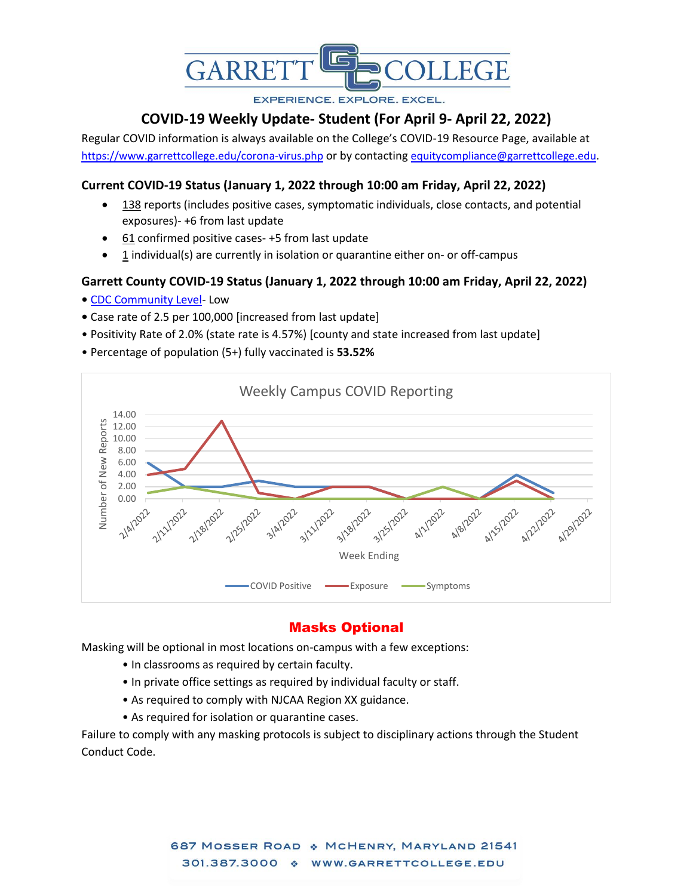# GARRETT COLLEGE

EXPERIENCE. EXPLORE. EXCEL.

## COVID-19 Weekly Update- Student (For April 9- April 22, 2022)

Regular COVID information is always available on the College's COVID-19 Resource Page, available at https://www.garrettcollege.edu/corona-virus.php or by contacting equitycompliance@garrettcollege.edu.

### Current COVID-19 Status (January 1, 2022 through 10:00 am Friday, April 22, 2022)

- 138 reports (includes positive cases, symptomatic individuals, close contacts, and potential exposures)- +6 from last update
- 61 confirmed positive cases- +5 from last update
- 1 individual(s) are currently in isolation or quarantine either on- or off-campus

### Garrett County COVID-19 Status (January 1, 2022 through 10:00 am Friday, April 22, 2022)

- CDC Community Level- Low
- Case rate of 2.5 per 100,000 [increased from last update]
- Positivity Rate of 2.0% (state rate is 4.57%) [county and state increased from last update]
- Percentage of population (5+) fully vaccinated is **53.52%**

Weekly Campus COVID Reporting

| Week Ending | COVID Positive | Exposure | Symptoms |
|---|---|---|---|
| 2/4/2022 | 6 | 4 | 1 |
| 2/11/2022 | 2 | 5 | 2 |
| 2/18/2022 | 2 | 13 | 1 |
| 2/25/2022 | 3 | 1 | 0 |
| 3/4/2022 | 2 | 0 | 0 |
| 3/11/2022 | 2 | 2 | 0 |
| 3/18/2022 | 2 | 2 | 0 |
| 3/25/2022 | 0 | 0 | 0 |
| 4/1/2022 | 0 | 0 | 2 |
| 4/8/2022 | 0 | 0 | 0 |
| 4/15/2022 | 4 | 3 | 0 |
| 4/22/2022 | 1 | 0 | 0 |
| 4/29/2022 | | | |

## Masks Optional

Masking will be optional in most locations on-campus with a few exceptions:

- In classrooms as required by certain faculty.
- In private office settings as required by individual faculty or staff.
- As required to comply with NJCAA Region XX guidance.
- As required for isolation or quarantine cases.

Failure to comply with any masking protocols is subject to disciplinary actions through the Student Conduct Code.

687 Mosser Road ❖ McHenry, Maryland 21541
301.387.3000 ❖ www.garrettcollege.edu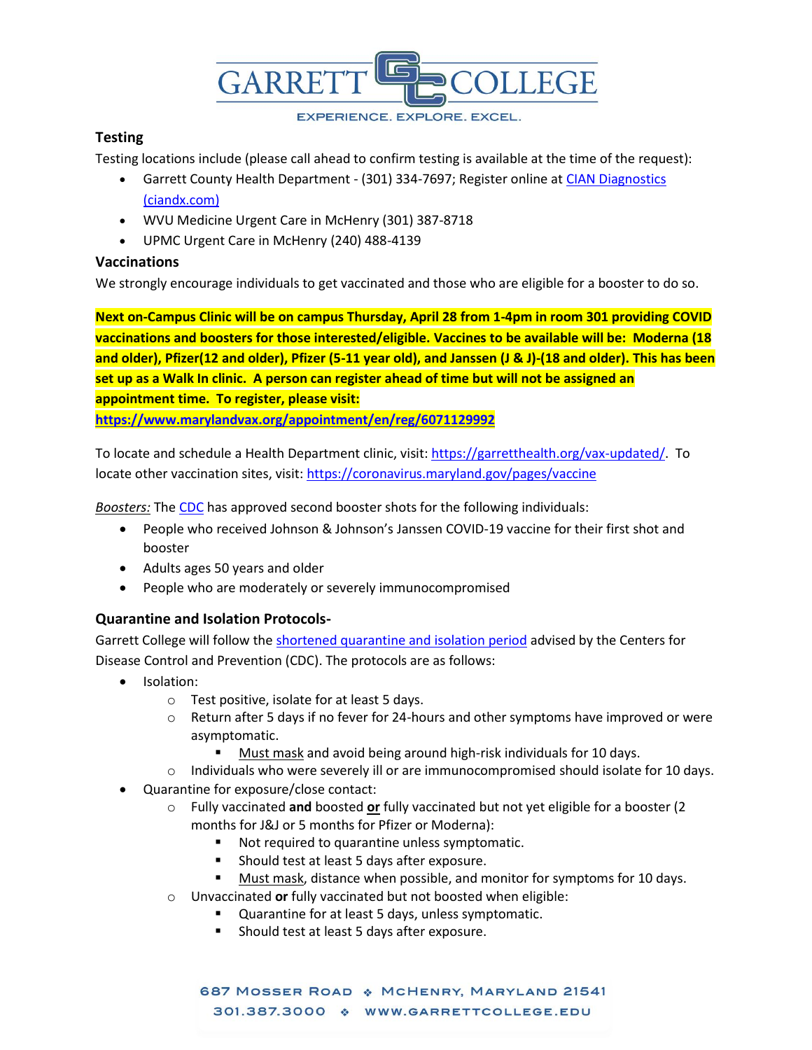### Testing

Testing locations include (please call ahead to confirm testing is available at the time of the request):

- Garrett County Health Department - (301) 334-7697; Register online at CIAN Diagnostics (ciandx.com)
- WVU Medicine Urgent Care in McHenry (301) 387-8718
- UPMC Urgent Care in McHenry (240) 488-4139

### Vaccinations

We strongly encourage individuals to get vaccinated and those who are eligible for a booster to do so.

**Next on-Campus Clinic will be on campus Thursday, April 28 from 1-4pm in room 301 providing COVID vaccinations and boosters for those interested/eligible. Vaccines to be available will be: Moderna (18 and older), Pfizer(12 and older), Pfizer (5-11 year old), and Janssen (J & J)-(18 and older). This has been set up as a Walk In clinic. A person can register ahead of time but will not be assigned an appointment time. To register, please visit:**
**https://www.marylandvax.org/appointment/en/reg/6071129992**

To locate and schedule a Health Department clinic, visit: https://garretthealth.org/vax-updated/. To locate other vaccination sites, visit: https://coronavirus.maryland.gov/pages/vaccine

*Boosters:* The CDC has approved second booster shots for the following individuals:

- People who received Johnson & Johnson's Janssen COVID-19 vaccine for their first shot and booster
- Adults ages 50 years and older
- People who are moderately or severely immunocompromised

### Quarantine and Isolation Protocols-

Garrett College will follow the shortened quarantine and isolation period advised by the Centers for Disease Control and Prevention (CDC). The protocols are as follows:

- Isolation:
  - Test positive, isolate for at least 5 days.
  - Return after 5 days if no fever for 24-hours and other symptoms have improved or were asymptomatic.
    - Must mask and avoid being around high-risk individuals for 10 days.
  - Individuals who were severely ill or are immunocompromised should isolate for 10 days.
- Quarantine for exposure/close contact:
  - Fully vaccinated **and** boosted **or** fully vaccinated but not yet eligible for a booster (2 months for J&J or 5 months for Pfizer or Moderna):
    - Not required to quarantine unless symptomatic.
    - Should test at least 5 days after exposure.
    - Must mask, distance when possible, and monitor for symptoms for 10 days.
  - Unvaccinated **or** fully vaccinated but not boosted when eligible:
    - Quarantine for at least 5 days, unless symptomatic.
    - Should test at least 5 days after exposure.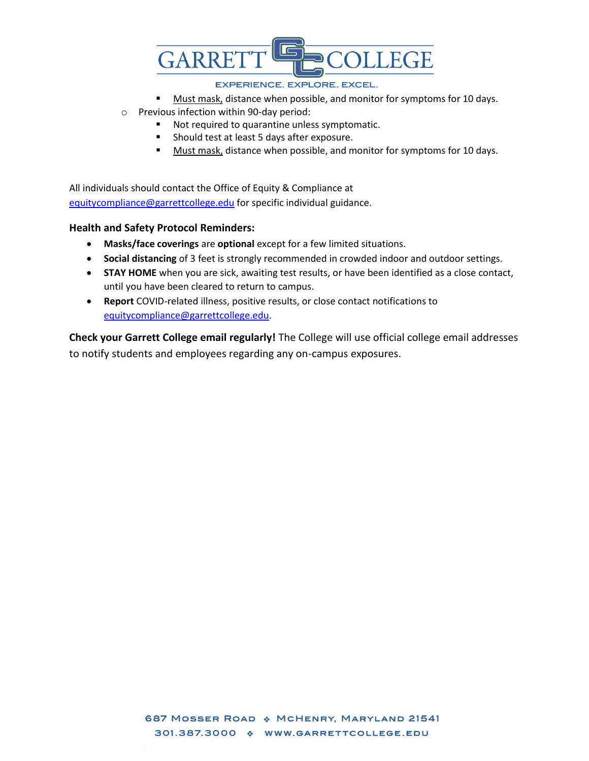- Must mask, distance when possible, and monitor for symptoms for 10 days.

- Previous infection within 90-day period:
  - Not required to quarantine unless symptomatic.
  - Should test at least 5 days after exposure.
  - Must mask, distance when possible, and monitor for symptoms for 10 days.

All individuals should contact the Office of Equity & Compliance at equitycompliance@garrettcollege.edu for specific individual guidance.

**Health and Safety Protocol Reminders:**

- **Masks/face coverings** are **optional** except for a few limited situations.
- **Social distancing** of 3 feet is strongly recommended in crowded indoor and outdoor settings.
- **STAY HOME** when you are sick, awaiting test results, or have been identified as a close contact, until you have been cleared to return to campus.
- **Report** COVID-related illness, positive results, or close contact notifications to equitycompliance@garrettcollege.edu.

**Check your Garrett College email regularly!** The College will use official college email addresses to notify students and employees regarding any on-campus exposures.